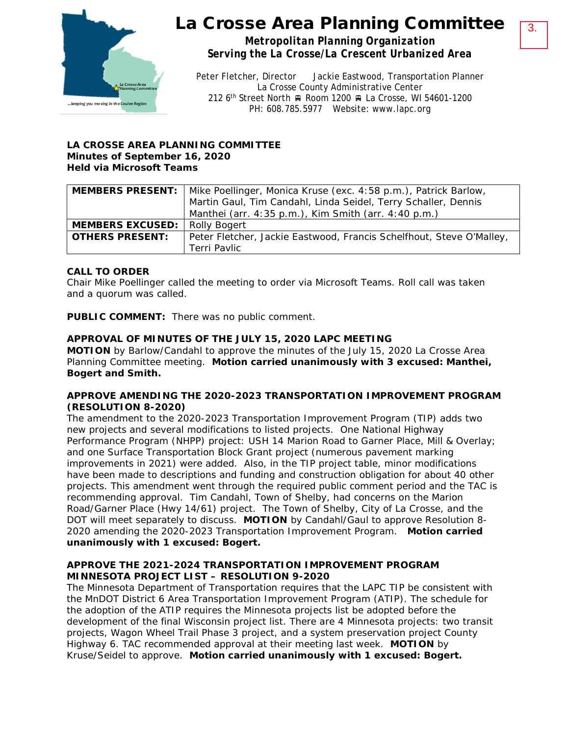# La Crosse Area Planning Committee

**Metropolitan Planning Organization**
**Serving the La Crosse/La Crescent Urbanized Area**

Peter Fletcher, Director    Jackie Eastwood, Transportation Planner
La Crosse County Administrative Center
212 6th Street North ◘ Room 1200 ◘ La Crosse, WI 54601-1200
PH: 608.785.5977   Website: www.lapc.org

3.

**LA CROSSE AREA PLANNING COMMITTEE**
**Minutes of September 16, 2020**
**Held via Microsoft Teams**

| | |
|---|---|
| **MEMBERS PRESENT:** | Mike Poellinger, Monica Kruse (exc. 4:58 p.m.), Patrick Barlow, Martin Gaul, Tim Candahl, Linda Seidel, Terry Schaller, Dennis Manthei (arr. 4:35 p.m.), Kim Smith (arr. 4:40 p.m.) |
| **MEMBERS EXCUSED:** | Rolly Bogert |
| **OTHERS PRESENT:** | Peter Fletcher, Jackie Eastwood, Francis Schelfhout, Steve O'Malley, Terri Pavlic |

**CALL TO ORDER**
Chair Mike Poellinger called the meeting to order via Microsoft Teams. Roll call was taken and a quorum was called.

**PUBLIC COMMENT:** There was no public comment.

**APPROVAL OF MINUTES OF THE JULY 15, 2020 LAPC MEETING**
**MOTION** by Barlow/Candahl to approve the minutes of the July 15, 2020 La Crosse Area Planning Committee meeting. **Motion carried unanimously with 3 excused: Manthei, Bogert and Smith.**

**APPROVE AMENDING THE 2020-2023 TRANSPORTATION IMPROVEMENT PROGRAM (RESOLUTION 8-2020)**
The amendment to the 2020-2023 Transportation Improvement Program (TIP) adds two new projects and several modifications to listed projects. One National Highway Performance Program (NHPP) project: USH 14 Marion Road to Garner Place, Mill & Overlay; and one Surface Transportation Block Grant project (numerous pavement marking improvements in 2021) were added. Also, in the TIP project table, minor modifications have been made to descriptions and funding and construction obligation for about 40 other projects. This amendment went through the required public comment period and the TAC is recommending approval. Tim Candahl, Town of Shelby, had concerns on the Marion Road/Garner Place (Hwy 14/61) project. The Town of Shelby, City of La Crosse, and the DOT will meet separately to discuss. **MOTION** by Candahl/Gaul to approve Resolution 8-2020 amending the 2020-2023 Transportation Improvement Program. **Motion carried unanimously with 1 excused: Bogert.**

**APPROVE THE 2021-2024 TRANSPORTATION IMPROVEMENT PROGRAM MINNESOTA PROJECT LIST – RESOLUTION 9-2020**
The Minnesota Department of Transportation requires that the LAPC TIP be consistent with the MnDOT District 6 Area Transportation Improvement Program (ATIP). The schedule for the adoption of the ATIP requires the Minnesota projects list be adopted before the development of the final Wisconsin project list. There are 4 Minnesota projects: two transit projects, Wagon Wheel Trail Phase 3 project, and a system preservation project County Highway 6. TAC recommended approval at their meeting last week. **MOTION** by Kruse/Seidel to approve. **Motion carried unanimously with 1 excused: Bogert.**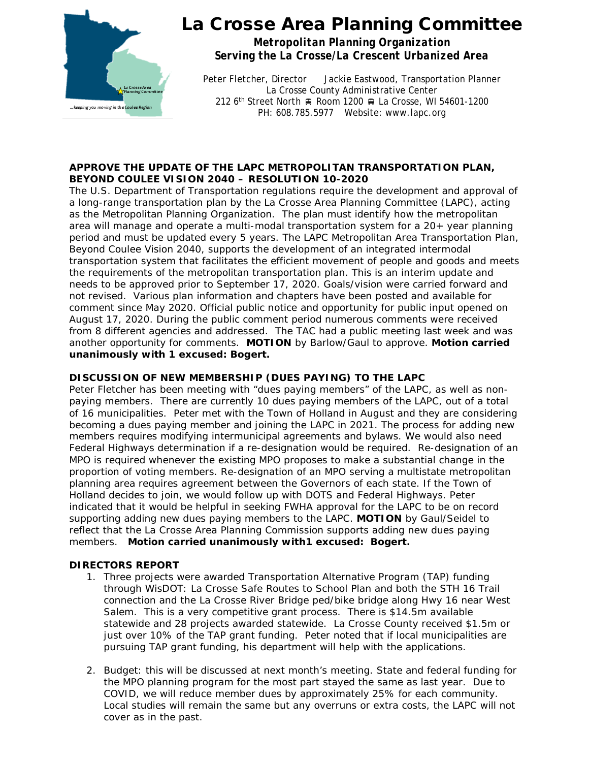# La Crosse Area Planning Committee

***Metropolitan Planning Organization***
***Serving the La Crosse/La Crescent Urbanized Area***

Peter Fletcher, Director    Jackie Eastwood, Transportation Planner
La Crosse County Administrative Center
212 6th Street North ■ Room 1200 ■ La Crosse, WI 54601-1200
PH: 608.785.5977  Website: www.lapc.org

**APPROVE THE UPDATE OF THE LAPC METROPOLITAN TRANSPORTATION PLAN, BEYOND COULEE VISION 2040 – RESOLUTION 10-2020**

The U.S. Department of Transportation regulations require the development and approval of a long-range transportation plan by the La Crosse Area Planning Committee (LAPC), acting as the Metropolitan Planning Organization. The plan must identify how the metropolitan area will manage and operate a multi-modal transportation system for a 20+ year planning period and must be updated every 5 years. The LAPC Metropolitan Area Transportation Plan, Beyond Coulee Vision 2040, supports the development of an integrated intermodal transportation system that facilitates the efficient movement of people and goods and meets the requirements of the metropolitan transportation plan. This is an interim update and needs to be approved prior to September 17, 2020. Goals/vision were carried forward and not revised. Various plan information and chapters have been posted and available for comment since May 2020. Official public notice and opportunity for public input opened on August 17, 2020. During the public comment period numerous comments were received from 8 different agencies and addressed. The TAC had a public meeting last week and was another opportunity for comments. **MOTION** by Barlow/Gaul to approve. **Motion carried unanimously with 1 excused: Bogert.**

**DISCUSSION OF NEW MEMBERSHIP (DUES PAYING) TO THE LAPC**

Peter Fletcher has been meeting with "dues paying members" of the LAPC, as well as non-paying members. There are currently 10 dues paying members of the LAPC, out of a total of 16 municipalities. Peter met with the Town of Holland in August and they are considering becoming a dues paying member and joining the LAPC in 2021. The process for adding new members requires modifying intermunicipal agreements and bylaws. We would also need Federal Highways determination if a re-designation would be required. Re-designation of an MPO is required whenever the existing MPO proposes to make a substantial change in the proportion of voting members. Re-designation of an MPO serving a multistate metropolitan planning area requires agreement between the Governors of each state. If the Town of Holland decides to join, we would follow up with DOTS and Federal Highways. Peter indicated that it would be helpful in seeking FWHA approval for the LAPC to be on record supporting adding new dues paying members to the LAPC. **MOTION** by Gaul/Seidel to reflect that the La Crosse Area Planning Commission supports adding new dues paying members. **Motion carried unanimously with1 excused: Bogert.**

**DIRECTORS REPORT**

1. Three projects were awarded Transportation Alternative Program (TAP) funding through WisDOT: La Crosse Safe Routes to School Plan and both the STH 16 Trail connection and the La Crosse River Bridge ped/bike bridge along Hwy 16 near West Salem. This is a very competitive grant process. There is $14.5m available statewide and 28 projects awarded statewide. La Crosse County received $1.5m or just over 10% of the TAP grant funding. Peter noted that if local municipalities are pursuing TAP grant funding, his department will help with the applications.

2. Budget: this will be discussed at next month's meeting. State and federal funding for the MPO planning program for the most part stayed the same as last year. Due to COVID, we will reduce member dues by approximately 25% for each community. Local studies will remain the same but any overruns or extra costs, the LAPC will not cover as in the past.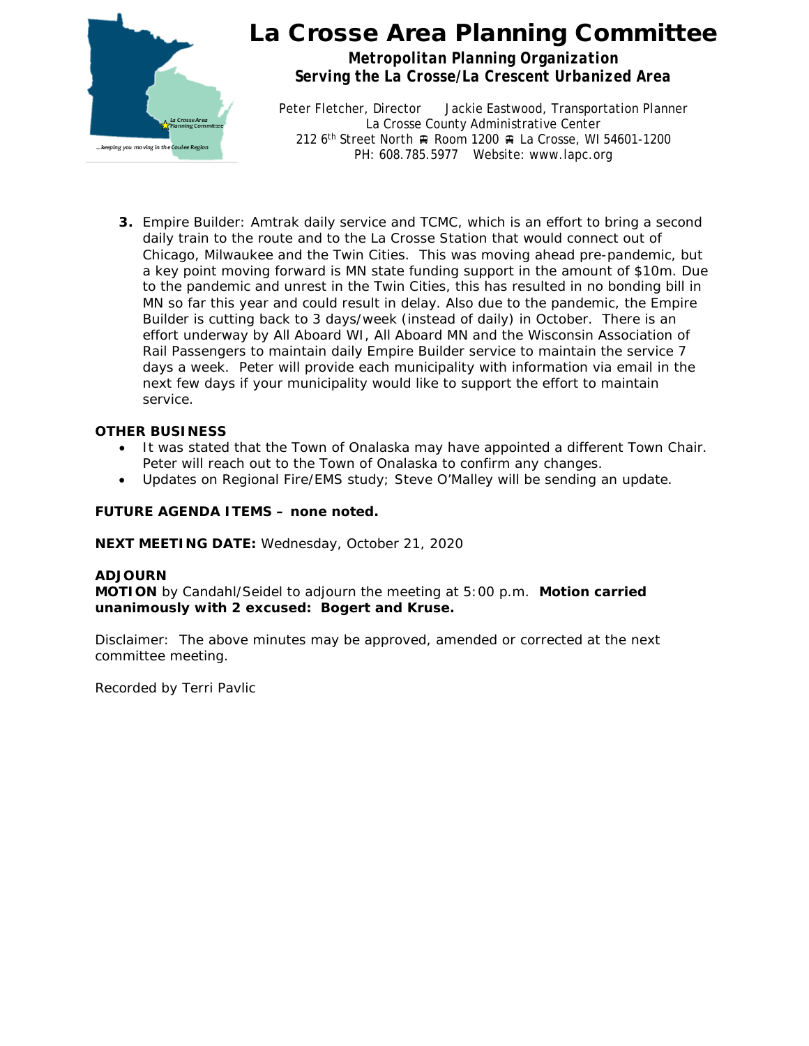3. Empire Builder: Amtrak daily service and TCMC, which is an effort to bring a second daily train to the route and to the La Crosse Station that would connect out of Chicago, Milwaukee and the Twin Cities. This was moving ahead pre-pandemic, but a key point moving forward is MN state funding support in the amount of $10m. Due to the pandemic and unrest in the Twin Cities, this has resulted in no bonding bill in MN so far this year and could result in delay. Also due to the pandemic, the Empire Builder is cutting back to 3 days/week (instead of daily) in October. There is an effort underway by All Aboard WI, All Aboard MN and the Wisconsin Association of Rail Passengers to maintain daily Empire Builder service to maintain the service 7 days a week. Peter will provide each municipality with information via email in the next few days if your municipality would like to support the effort to maintain service.

**OTHER BUSINESS**

- It was stated that the Town of Onalaska may have appointed a different Town Chair. Peter will reach out to the Town of Onalaska to confirm any changes.
- Updates on Regional Fire/EMS study; Steve O'Malley will be sending an update.

**FUTURE AGENDA ITEMS – none noted.**

**NEXT MEETING DATE:** Wednesday, October 21, 2020

**ADJOURN**
**MOTION** by Candahl/Seidel to adjourn the meeting at 5:00 p.m. **Motion carried unanimously with 2 excused: Bogert and Kruse.**

Disclaimer: The above minutes may be approved, amended or corrected at the next committee meeting.

Recorded by Terri Pavlic